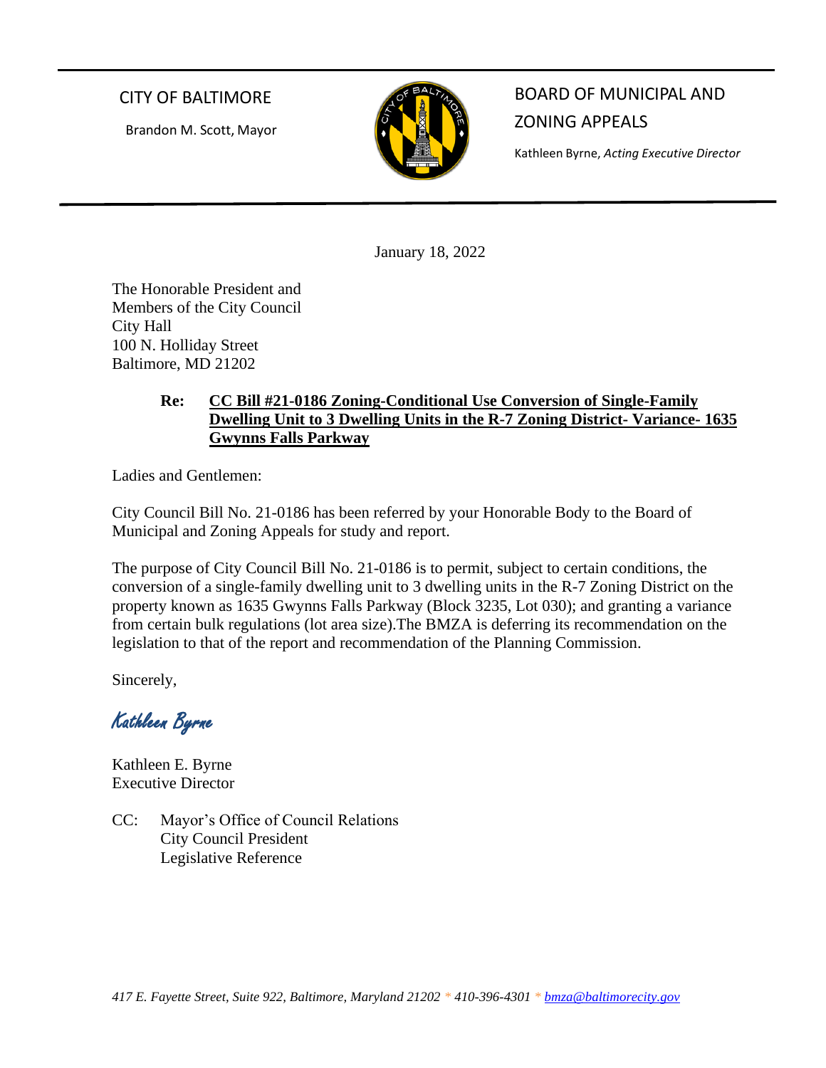CITY OF BALTIMORE

Brandon M. Scott, Mayor

BOARD OF MUNICIPAL AND ZONING APPEALS

Kathleen Byrne, *Acting Executive Director*

January 18, 2022

The Honorable President and
Members of the City Council
City Hall
100 N. Holliday Street
Baltimore, MD 21202

**Re: CC Bill #21-0186 Zoning-Conditional Use Conversion of Single-Family Dwelling Unit to 3 Dwelling Units in the R-7 Zoning District- Variance- 1635 Gwynns Falls Parkway**

Ladies and Gentlemen:

City Council Bill No. 21-0186 has been referred by your Honorable Body to the Board of Municipal and Zoning Appeals for study and report.

The purpose of City Council Bill No. 21-0186 is to permit, subject to certain conditions, the conversion of a single-family dwelling unit to 3 dwelling units in the R-7 Zoning District on the property known as 1635 Gwynns Falls Parkway (Block 3235, Lot 030); and granting a variance from certain bulk regulations (lot area size).The BMZA is deferring its recommendation on the legislation to that of the report and recommendation of the Planning Commission.

Sincerely,

*Kathleen Byrne*

Kathleen E. Byrne
Executive Director

CC: Mayor's Office of Council Relations
City Council President
Legislative Reference

*417 E. Fayette Street, Suite 922, Baltimore, Maryland 21202 * 410-396-4301 * bmza@baltimorecity.gov*